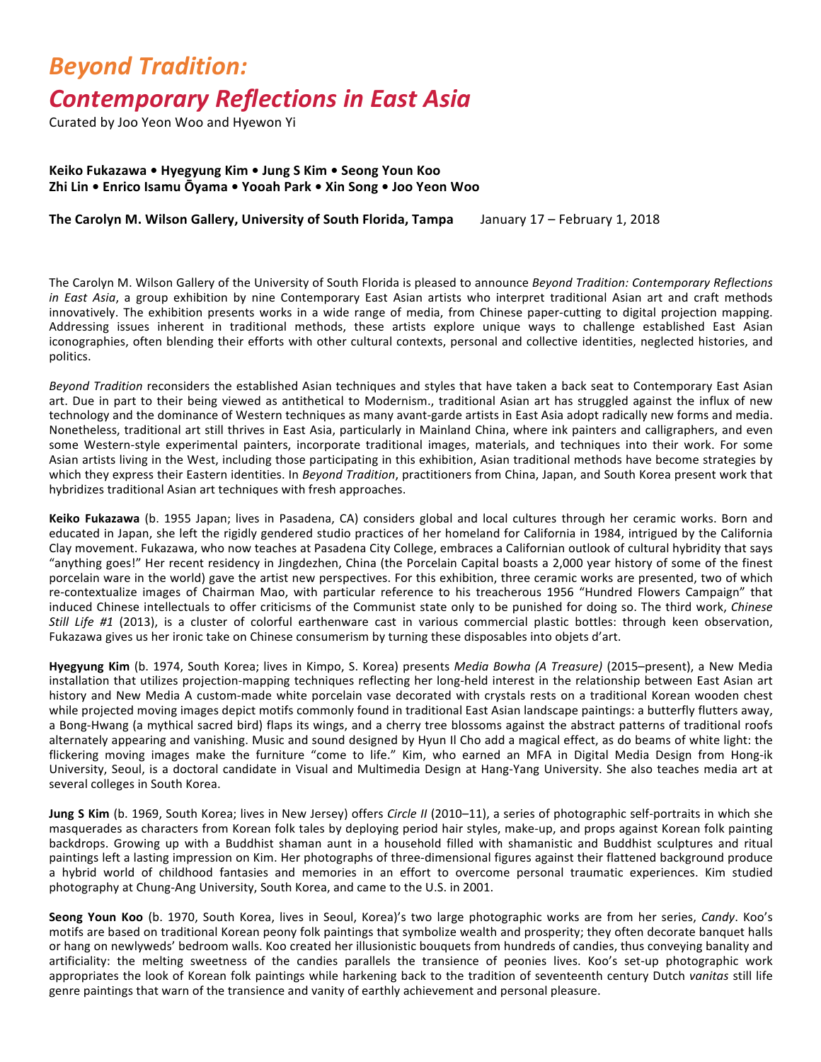# *Beyond Tradition:*
# *Contemporary Reflections in East Asia*

Curated by Joo Yeon Woo and Hyewon Yi

**Keiko Fukazawa • Hyegyung Kim • Jung S Kim • Seong Youn Koo**
**Zhi Lin • Enrico Isamu Ōyama • Yooah Park • Xin Song • Joo Yeon Woo**

**The Carolyn M. Wilson Gallery, University of South Florida, Tampa** January 17 – February 1, 2018

The Carolyn M. Wilson Gallery of the University of South Florida is pleased to announce *Beyond Tradition: Contemporary Reflections in East Asia*, a group exhibition by nine Contemporary East Asian artists who interpret traditional Asian art and craft methods innovatively. The exhibition presents works in a wide range of media, from Chinese paper-cutting to digital projection mapping. Addressing issues inherent in traditional methods, these artists explore unique ways to challenge established East Asian iconographies, often blending their efforts with other cultural contexts, personal and collective identities, neglected histories, and politics.

*Beyond Tradition* reconsiders the established Asian techniques and styles that have taken a back seat to Contemporary East Asian art. Due in part to their being viewed as antithetical to Modernism., traditional Asian art has struggled against the influx of new technology and the dominance of Western techniques as many avant-garde artists in East Asia adopt radically new forms and media. Nonetheless, traditional art still thrives in East Asia, particularly in Mainland China, where ink painters and calligraphers, and even some Western-style experimental painters, incorporate traditional images, materials, and techniques into their work. For some Asian artists living in the West, including those participating in this exhibition, Asian traditional methods have become strategies by which they express their Eastern identities. In *Beyond Tradition*, practitioners from China, Japan, and South Korea present work that hybridizes traditional Asian art techniques with fresh approaches.

**Keiko Fukazawa** (b. 1955 Japan; lives in Pasadena, CA) considers global and local cultures through her ceramic works. Born and educated in Japan, she left the rigidly gendered studio practices of her homeland for California in 1984, intrigued by the California Clay movement. Fukazawa, who now teaches at Pasadena City College, embraces a Californian outlook of cultural hybridity that says "anything goes!" Her recent residency in Jingdezhen, China (the Porcelain Capital boasts a 2,000 year history of some of the finest porcelain ware in the world) gave the artist new perspectives. For this exhibition, three ceramic works are presented, two of which re-contextualize images of Chairman Mao, with particular reference to his treacherous 1956 "Hundred Flowers Campaign" that induced Chinese intellectuals to offer criticisms of the Communist state only to be punished for doing so. The third work, *Chinese Still Life #1* (2013), is a cluster of colorful earthenware cast in various commercial plastic bottles: through keen observation, Fukazawa gives us her ironic take on Chinese consumerism by turning these disposables into objets d'art.

**Hyegyung Kim** (b. 1974, South Korea; lives in Kimpo, S. Korea) presents *Media Bowha (A Treasure)* (2015–present), a New Media installation that utilizes projection-mapping techniques reflecting her long-held interest in the relationship between East Asian art history and New Media A custom-made white porcelain vase decorated with crystals rests on a traditional Korean wooden chest while projected moving images depict motifs commonly found in traditional East Asian landscape paintings: a butterfly flutters away, a Bong-Hwang (a mythical sacred bird) flaps its wings, and a cherry tree blossoms against the abstract patterns of traditional roofs alternately appearing and vanishing. Music and sound designed by Hyun Il Cho add a magical effect, as do beams of white light: the flickering moving images make the furniture "come to life." Kim, who earned an MFA in Digital Media Design from Hong-ik University, Seoul, is a doctoral candidate in Visual and Multimedia Design at Hang-Yang University. She also teaches media art at several colleges in South Korea.

**Jung S Kim** (b. 1969, South Korea; lives in New Jersey) offers *Circle II* (2010–11), a series of photographic self-portraits in which she masquerades as characters from Korean folk tales by deploying period hair styles, make-up, and props against Korean folk painting backdrops. Growing up with a Buddhist shaman aunt in a household filled with shamanistic and Buddhist sculptures and ritual paintings left a lasting impression on Kim. Her photographs of three-dimensional figures against their flattened background produce a hybrid world of childhood fantasies and memories in an effort to overcome personal traumatic experiences. Kim studied photography at Chung-Ang University, South Korea, and came to the U.S. in 2001.

**Seong Youn Koo** (b. 1970, South Korea, lives in Seoul, Korea)'s two large photographic works are from her series, *Candy*. Koo's motifs are based on traditional Korean peony folk paintings that symbolize wealth and prosperity; they often decorate banquet halls or hang on newlyweds' bedroom walls. Koo created her illusionistic bouquets from hundreds of candies, thus conveying banality and artificiality: the melting sweetness of the candies parallels the transience of peonies lives. Koo's set-up photographic work appropriates the look of Korean folk paintings while harkening back to the tradition of seventeenth century Dutch *vanitas* still life genre paintings that warn of the transience and vanity of earthly achievement and personal pleasure.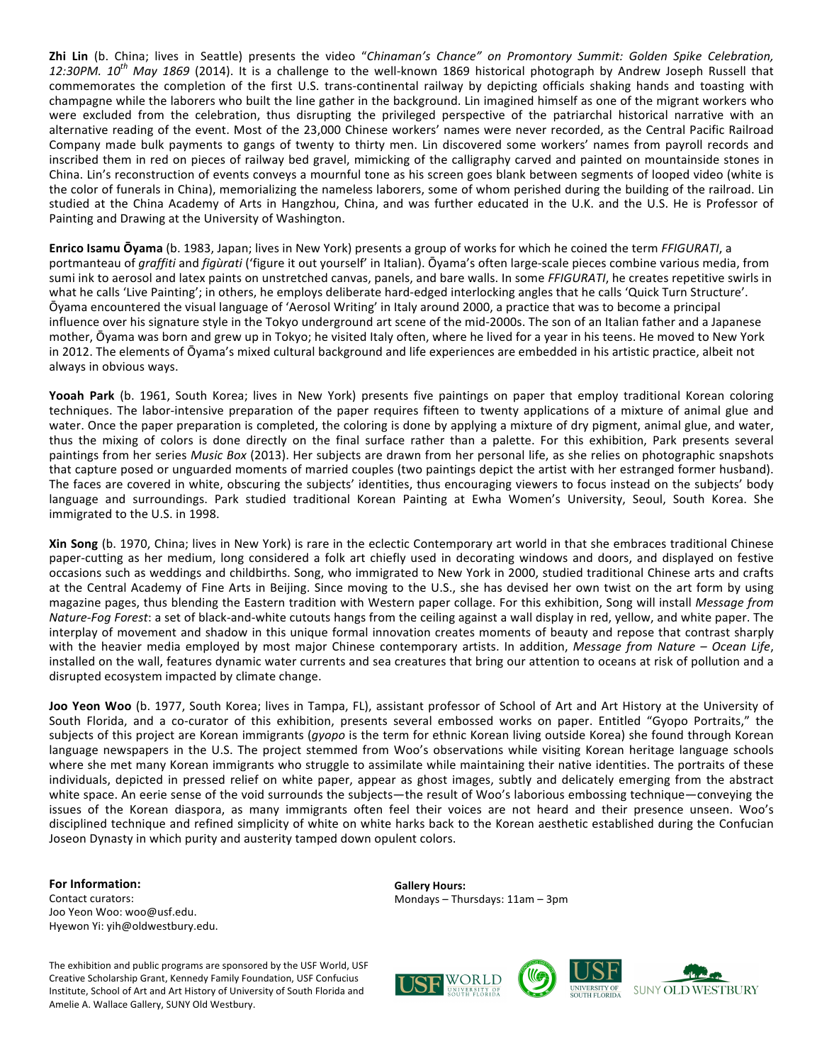**Zhi Lin** (b. China; lives in Seattle) presents the video "*Chinaman's Chance" on Promontory Summit: Golden Spike Celebration, 12:30PM. 10th May 1869* (2014). It is a challenge to the well-known 1869 historical photograph by Andrew Joseph Russell that commemorates the completion of the first U.S. trans-continental railway by depicting officials shaking hands and toasting with champagne while the laborers who built the line gather in the background. Lin imagined himself as one of the migrant workers who were excluded from the celebration, thus disrupting the privileged perspective of the patriarchal historical narrative with an alternative reading of the event. Most of the 23,000 Chinese workers' names were never recorded, as the Central Pacific Railroad Company made bulk payments to gangs of twenty to thirty men. Lin discovered some workers' names from payroll records and inscribed them in red on pieces of railway bed gravel, mimicking of the calligraphy carved and painted on mountainside stones in China. Lin's reconstruction of events conveys a mournful tone as his screen goes blank between segments of looped video (white is the color of funerals in China), memorializing the nameless laborers, some of whom perished during the building of the railroad. Lin studied at the China Academy of Arts in Hangzhou, China, and was further educated in the U.K. and the U.S. He is Professor of Painting and Drawing at the University of Washington.

**Enrico Isamu Ōyama** (b. 1983, Japan; lives in New York) presents a group of works for which he coined the term *FFIGURATI*, a portmanteau of *graffiti* and *figùrati* ('figure it out yourself' in Italian). Ōyama's often large-scale pieces combine various media, from sumi ink to aerosol and latex paints on unstretched canvas, panels, and bare walls. In some *FFIGURATI*, he creates repetitive swirls in what he calls 'Live Painting'; in others, he employs deliberate hard-edged interlocking angles that he calls 'Quick Turn Structure'. Ōyama encountered the visual language of 'Aerosol Writing' in Italy around 2000, a practice that was to become a principal influence over his signature style in the Tokyo underground art scene of the mid-2000s. The son of an Italian father and a Japanese mother, Ōyama was born and grew up in Tokyo; he visited Italy often, where he lived for a year in his teens. He moved to New York in 2012. The elements of Ōyama's mixed cultural background and life experiences are embedded in his artistic practice, albeit not always in obvious ways.

**Yooah Park** (b. 1961, South Korea; lives in New York) presents five paintings on paper that employ traditional Korean coloring techniques. The labor-intensive preparation of the paper requires fifteen to twenty applications of a mixture of animal glue and water. Once the paper preparation is completed, the coloring is done by applying a mixture of dry pigment, animal glue, and water, thus the mixing of colors is done directly on the final surface rather than a palette. For this exhibition, Park presents several paintings from her series *Music Box* (2013). Her subjects are drawn from her personal life, as she relies on photographic snapshots that capture posed or unguarded moments of married couples (two paintings depict the artist with her estranged former husband). The faces are covered in white, obscuring the subjects' identities, thus encouraging viewers to focus instead on the subjects' body language and surroundings. Park studied traditional Korean Painting at Ewha Women's University, Seoul, South Korea. She immigrated to the U.S. in 1998.

**Xin Song** (b. 1970, China; lives in New York) is rare in the eclectic Contemporary art world in that she embraces traditional Chinese paper-cutting as her medium, long considered a folk art chiefly used in decorating windows and doors, and displayed on festive occasions such as weddings and childbirths. Song, who immigrated to New York in 2000, studied traditional Chinese arts and crafts at the Central Academy of Fine Arts in Beijing. Since moving to the U.S., she has devised her own twist on the art form by using magazine pages, thus blending the Eastern tradition with Western paper collage. For this exhibition, Song will install *Message from Nature-Fog Forest*: a set of black-and-white cutouts hangs from the ceiling against a wall display in red, yellow, and white paper. The interplay of movement and shadow in this unique formal innovation creates moments of beauty and repose that contrast sharply with the heavier media employed by most major Chinese contemporary artists. In addition, *Message from Nature – Ocean Life*, installed on the wall, features dynamic water currents and sea creatures that bring our attention to oceans at risk of pollution and a disrupted ecosystem impacted by climate change.

**Joo Yeon Woo** (b. 1977, South Korea; lives in Tampa, FL), assistant professor of School of Art and Art History at the University of South Florida, and a co-curator of this exhibition, presents several embossed works on paper. Entitled "Gyopo Portraits," the subjects of this project are Korean immigrants (*gyopo* is the term for ethnic Korean living outside Korea) she found through Korean language newspapers in the U.S. The project stemmed from Woo's observations while visiting Korean heritage language schools where she met many Korean immigrants who struggle to assimilate while maintaining their native identities. The portraits of these individuals, depicted in pressed relief on white paper, appear as ghost images, subtly and delicately emerging from the abstract white space. An eerie sense of the void surrounds the subjects—the result of Woo's laborious embossing technique—conveying the issues of the Korean diaspora, as many immigrants often feel their voices are not heard and their presence unseen. Woo's disciplined technique and refined simplicity of white on white harks back to the Korean aesthetic established during the Confucian Joseon Dynasty in which purity and austerity tamped down opulent colors.

**For Information:**
Contact curators:
Joo Yeon Woo: woo@usf.edu.
Hyewon Yi: yih@oldwestbury.edu.

**Gallery Hours:**
Mondays – Thursdays: 11am – 3pm

The exhibition and public programs are sponsored by the USF World, USF Creative Scholarship Grant, Kennedy Family Foundation, USF Confucius Institute, School of Art and Art History of University of South Florida and Amelie A. Wallace Gallery, SUNY Old Westbury.

USF WORLD UNIVERSITY OF SOUTH FLORIDA · USF UNIVERSITY OF SOUTH FLORIDA · SUNY OLD WESTBURY